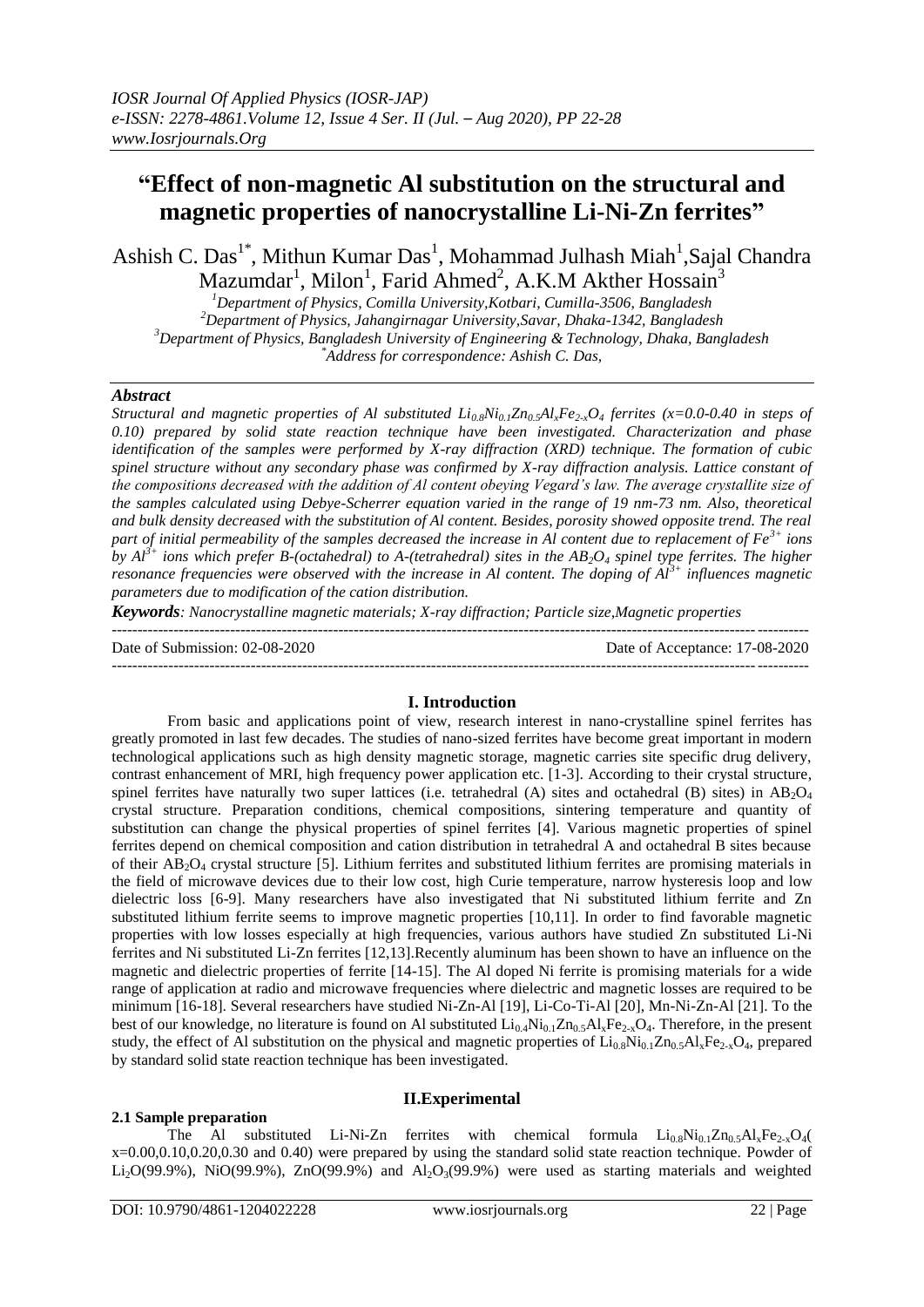# "Effect of non-magnetic Al substitution on the structural and magnetic properties of nanocrystalline Li-Ni-Zn ferrites"

Ashish C. Das[1*], Mithun Kumar Das[1], Mohammad Julhash Miah[1], Sajal Chandra Mazumdar[1], Milon[1], Farid Ahmed[2], A.K.M Akther Hossain[3]

[1]Department of Physics, Comilla University, Kotbari, Cumilla-3506, Bangladesh
[2]Department of Physics, Jahangirnagar University, Savar, Dhaka-1342, Bangladesh
[3]Department of Physics, Bangladesh University of Engineering & Technology, Dhaka, Bangladesh
*Address for correspondence: Ashish C. Das,

## Abstract

*Structural and magnetic properties of Al substituted $Li_{0.8}Ni_{0.1}Zn_{0.5}Al_xFe_{2-x}O_4$ ferrites (x=0.0-0.40 in steps of 0.10) prepared by solid state reaction technique have been investigated. Characterization and phase identification of the samples were performed by X-ray diffraction (XRD) technique. The formation of cubic spinel structure without any secondary phase was confirmed by X-ray diffraction analysis. Lattice constant of the compositions decreased with the addition of Al content obeying Vegard's law. The average crystallite size of the samples calculated using Debye-Scherrer equation varied in the range of 19 nm-73 nm. Also, theoretical and bulk density decreased with the substitution of Al content. Besides, porosity showed opposite trend. The real part of initial permeability of the samples decreased the increase in Al content due to replacement of $Fe^{3+}$ ions by $Al^{3+}$ ions which prefer B-(octahedral) to A-(tetrahedral) sites in the $AB_2O_4$ spinel type ferrites. The higher resonance frequencies were observed with the increase in Al content. The doping of $Al^{3+}$ influences magnetic parameters due to modification of the cation distribution.*

***Keywords**: Nanocrystalline magnetic materials; X-ray diffraction; Particle size, Magnetic properties*

---

Date of Submission: 02-08-2020 Date of Acceptance: 17-08-2020

---

## I. Introduction

From basic and applications point of view, research interest in nano-crystalline spinel ferrites has greatly promoted in last few decades. The studies of nano-sized ferrites have become great important in modern technological applications such as high density magnetic storage, magnetic carries site specific drug delivery, contrast enhancement of MRI, high frequency power application etc. [1-3]. According to their crystal structure, spinel ferrites have naturally two super lattices (i.e. tetrahedral (A) sites and octahedral (B) sites) in $AB_2O_4$ crystal structure. Preparation conditions, chemical compositions, sintering temperature and quantity of substitution can change the physical properties of spinel ferrites [4]. Various magnetic properties of spinel ferrites depend on chemical composition and cation distribution in tetrahedral A and octahedral B sites because of their $AB_2O_4$ crystal structure [5]. Lithium ferrites and substituted lithium ferrites are promising materials in the field of microwave devices due to their low cost, high Curie temperature, narrow hysteresis loop and low dielectric loss [6-9]. Many researchers have also investigated that Ni substituted lithium ferrite and Zn substituted lithium ferrite seems to improve magnetic properties [10,11]. In order to find favorable magnetic properties with low losses especially at high frequencies, various authors have studied Zn substituted Li-Ni ferrites and Ni substituted Li-Zn ferrites [12,13]. Recently aluminum has been shown to have an influence on the magnetic and dielectric properties of ferrite [14-15]. The Al doped Ni ferrite is promising materials for a wide range of application at radio and microwave frequencies where dielectric and magnetic losses are required to be minimum [16-18]. Several researchers have studied Ni-Zn-Al [19], Li-Co-Ti-Al [20], Mn-Ni-Zn-Al [21]. To the best of our knowledge, no literature is found on Al substituted $Li_{0.4}Ni_{0.1}Zn_{0.5}Al_xFe_{2-x}O_4$. Therefore, in the present study, the effect of Al substitution on the physical and magnetic properties of $Li_{0.8}Ni_{0.1}Zn_{0.5}Al_xFe_{2-x}O_4$, prepared by standard solid state reaction technique has been investigated.

## II. Experimental

### 2.1 Sample preparation

The Al substituted Li-Ni-Zn ferrites with chemical formula $Li_{0.8}Ni_{0.1}Zn_{0.5}Al_xFe_{2-x}O_4$( x=0.00,0.10,0.20,0.30 and 0.40) were prepared by using the standard solid state reaction technique. Powder of $Li_2O$(99.9%), NiO(99.9%), ZnO(99.9%) and $Al_2O_3$(99.9%) were used as starting materials and weighted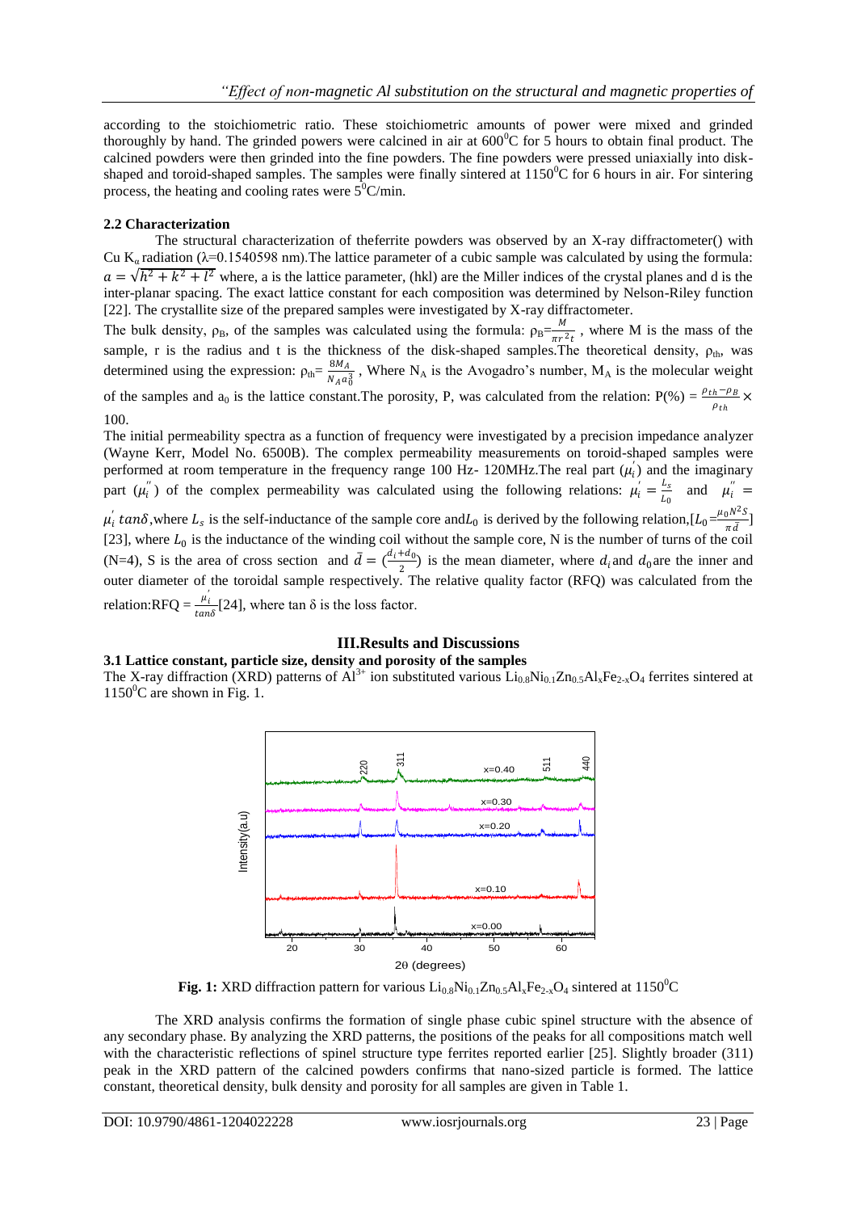according to the stoichiometric ratio. These stoichiometric amounts of power were mixed and grinded thoroughly by hand. The grinded powers were calcined in air at $600^0$C for 5 hours to obtain final product. The calcined powders were then grinded into the fine powders. The fine powders were pressed uniaxially into disk-shaped and toroid-shaped samples. The samples were finally sintered at $1150^0$C for 6 hours in air. For sintering process, the heating and cooling rates were $5^0$C/min.

### 2.2 Characterization

The structural characterization of theferrite powders was observed by an X-ray diffractometer() with Cu $K_\alpha$ radiation ($\lambda$=0.1540598 nm).The lattice parameter of a cubic sample was calculated by using the formula: $a = \sqrt{h^2 + k^2 + l^2}$ where, a is the lattice parameter, (hkl) are the Miller indices of the crystal planes and d is the inter-planar spacing. The exact lattice constant for each composition was determined by Nelson-Riley function [22]. The crystallite size of the prepared samples were investigated by X-ray diffractometer.

The bulk density, $\rho_B$, of the samples was calculated using the formula: $\rho_B = \frac{M}{\pi r^2 t}$ , where M is the mass of the sample, r is the radius and t is the thickness of the disk-shaped samples.The theoretical density, $\rho_{th}$, was determined using the expression: $\rho_{th} = \frac{8M_A}{N_A a_0^3}$ , Where $N_A$ is the Avogadro's number, $M_A$ is the molecular weight of the samples and $a_0$ is the lattice constant.The porosity, P, was calculated from the relation: $P(\%) = \frac{\rho_{th} - \rho_B}{\rho_{th}} \times 100$.

The initial permeability spectra as a function of frequency were investigated by a precision impedance analyzer (Wayne Kerr, Model No. 6500B). The complex permeability measurements on toroid-shaped samples were performed at room temperature in the frequency range 100 Hz- 120MHz.The real part ($\mu_i'$) and the imaginary part ($\mu_i''$) of the complex permeability was calculated using the following relations: $\mu_i' = \frac{L_s}{L_0}$ and $\mu_i'' = \mu_i' \tan\delta$,where $L_s$ is the self-inductance of the sample core and$L_0$ is derived by the following relation,[$L_0 = \frac{\mu_0 N^2 S}{\pi \bar{d}}$] [23], where $L_0$ is the inductance of the winding coil without the sample core, N is the number of turns of the coil (N=4), S is the area of cross section and $\bar{d} = (\frac{d_i + d_0}{2})$ is the mean diameter, where $d_i$and $d_0$are the inner and outer diameter of the toroidal sample respectively. The relative quality factor (RFQ) was calculated from the relation:RFQ = $\frac{\mu_i'}{\tan\delta}$[24], where tan δ is the loss factor.

## III.Results and Discussions

### 3.1 Lattice constant, particle size, density and porosity of the samples

The X-ray diffraction (XRD) patterns of $Al^{3+}$ ion substituted various $Li_{0.8}Ni_{0.1}Zn_{0.5}Al_xFe_{2-x}O_4$ ferrites sintered at $1150^0$C are shown in Fig. 1.

**Fig. 1:** XRD diffraction pattern for various $Li_{0.8}Ni_{0.1}Zn_{0.5}Al_xFe_{2-x}O_4$ sintered at $1150^0$C

The XRD analysis confirms the formation of single phase cubic spinel structure with the absence of any secondary phase. By analyzing the XRD patterns, the positions of the peaks for all compositions match well with the characteristic reflections of spinel structure type ferrites reported earlier [25]. Slightly broader (311) peak in the XRD pattern of the calcined powders confirms that nano-sized particle is formed. The lattice constant, theoretical density, bulk density and porosity for all samples are given in Table 1.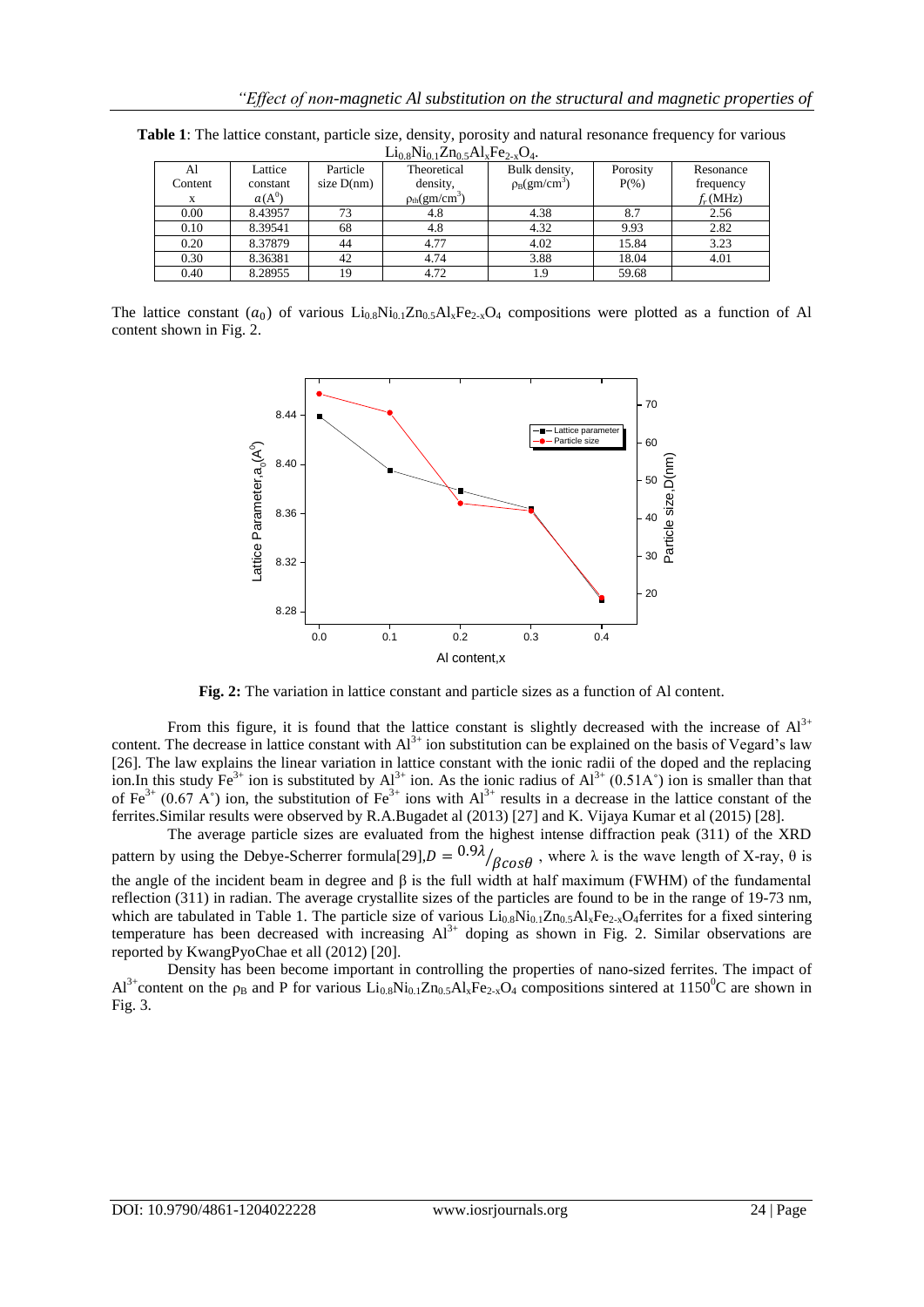**Table 1**: The lattice constant, particle size, density, porosity and natural resonance frequency for various $Li_{0.8}Ni_{0.1}Zn_{0.5}Al_xFe_{2-x}O_4$.

| Al Content x | Lattice constant $a(A^0)$ | Particle size D(nm) | Theoretical density, $\rho_{th}(gm/cm^3)$ | Bulk density, $\rho_B(gm/cm^3)$ | Porosity P(%) | Resonance frequency $f_r$(MHz) |
|---|---|---|---|---|---|---|
| 0.00 | 8.43957 | 73 | 4.8 | 4.38 | 8.7 | 2.56 |
| 0.10 | 8.39541 | 68 | 4.8 | 4.32 | 9.93 | 2.82 |
| 0.20 | 8.37879 | 44 | 4.77 | 4.02 | 15.84 | 3.23 |
| 0.30 | 8.36381 | 42 | 4.74 | 3.88 | 18.04 | 4.01 |
| 0.40 | 8.28955 | 19 | 4.72 | 1.9 | 59.68 | |

The lattice constant ($a_0$) of various $Li_{0.8}Ni_{0.1}Zn_{0.5}Al_xFe_{2-x}O_4$ compositions were plotted as a function of Al content shown in Fig. 2.

**Fig. 2:** The variation in lattice constant and particle sizes as a function of Al content.

From this figure, it is found that the lattice constant is slightly decreased with the increase of $Al^{3+}$ content. The decrease in lattice constant with $Al^{3+}$ ion substitution can be explained on the basis of Vegard's law [26]. The law explains the linear variation in lattice constant with the ionic radii of the doped and the replacing ion.In this study $Fe^{3+}$ ion is substituted by $Al^{3+}$ ion. As the ionic radius of $Al^{3+}$ (0.51A˚) ion is smaller than that of $Fe^{3+}$ (0.67 A˚) ion, the substitution of $Fe^{3+}$ ions with $Al^{3+}$ results in a decrease in the lattice constant of the ferrites.Similar results were observed by R.A.Bugadet al (2013) [27] and K. Vijaya Kumar et al (2015) [28].

The average particle sizes are evaluated from the highest intense diffraction peak (311) of the XRD pattern by using the Debye-Scherrer formula[29],$D = {0.9\lambda}/{\beta cos\theta}$ , where λ is the wave length of X-ray, θ is the angle of the incident beam in degree and β is the full width at half maximum (FWHM) of the fundamental reflection (311) in radian. The average crystallite sizes of the particles are found to be in the range of 19-73 nm, which are tabulated in Table 1. The particle size of various $Li_{0.8}Ni_{0.1}Zn_{0.5}Al_xFe_{2-x}O_4$ferrites for a fixed sintering temperature has been decreased with increasing $Al^{3+}$ doping as shown in Fig. 2. Similar observations are reported by KwangPyoChae et all (2012) [20].

Density has been become important in controlling the properties of nano-sized ferrites. The impact of $Al^{3+}$content on the $\rho_B$ and P for various $Li_{0.8}Ni_{0.1}Zn_{0.5}Al_xFe_{2-x}O_4$ compositions sintered at $1150^0C$ are shown in Fig. 3.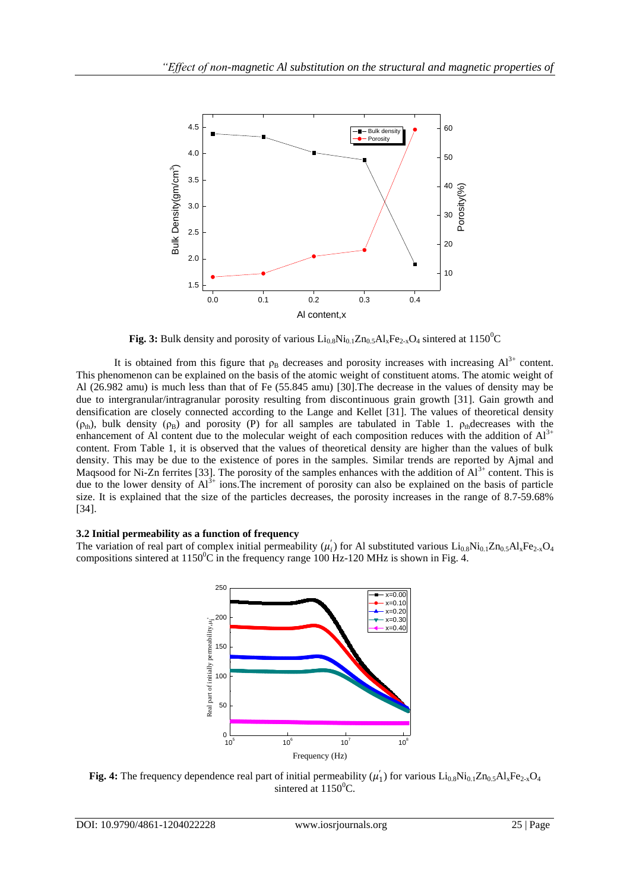**Fig. 3:** Bulk density and porosity of various $Li_{0.8}Ni_{0.1}Zn_{0.5}Al_xFe_{2-x}O_4$ sintered at $1150^0C$

It is obtained from this figure that $\rho_B$ decreases and porosity increases with increasing $Al^{3+}$ content. This phenomenon can be explained on the basis of the atomic weight of constituent atoms. The atomic weight of Al (26.982 amu) is much less than that of Fe (55.845 amu) [30].The decrease in the values of density may be due to intergranular/intragranular porosity resulting from discontinuous grain growth [31]. Gain growth and densification are closely connected according to the Lange and Kellet [31]. The values of theoretical density ($\rho_{th}$), bulk density ($\rho_B$) and porosity (P) for all samples are tabulated in Table 1. $\rho_{th}$decreases with the enhancement of Al content due to the molecular weight of each composition reduces with the addition of $Al^{3+}$ content. From Table 1, it is observed that the values of theoretical density are higher than the values of bulk density. This may be due to the existence of pores in the samples. Similar trends are reported by Ajmal and Maqsood for Ni-Zn ferrites [33]. The porosity of the samples enhances with the addition of $Al^{3+}$ content. This is due to the lower density of $Al^{3+}$ ions.The increment of porosity can also be explained on the basis of particle size. It is explained that the size of the particles decreases, the porosity increases in the range of 8.7-59.68% [34].

### 3.2 Initial permeability as a function of frequency

The variation of real part of complex initial permeability ($\mu_i^{'}$) for Al substituted various $Li_{0.8}Ni_{0.1}Zn_{0.5}Al_xFe_{2-x}O_4$ compositions sintered at $1150^0C$ in the frequency range 100 Hz-120 MHz is shown in Fig. 4.

**Fig. 4:** The frequency dependence real part of initial permeability ($\mu_1^{'}$) for various $Li_{0.8}Ni_{0.1}Zn_{0.5}Al_xFe_{2-x}O_4$ sintered at $1150^0C$.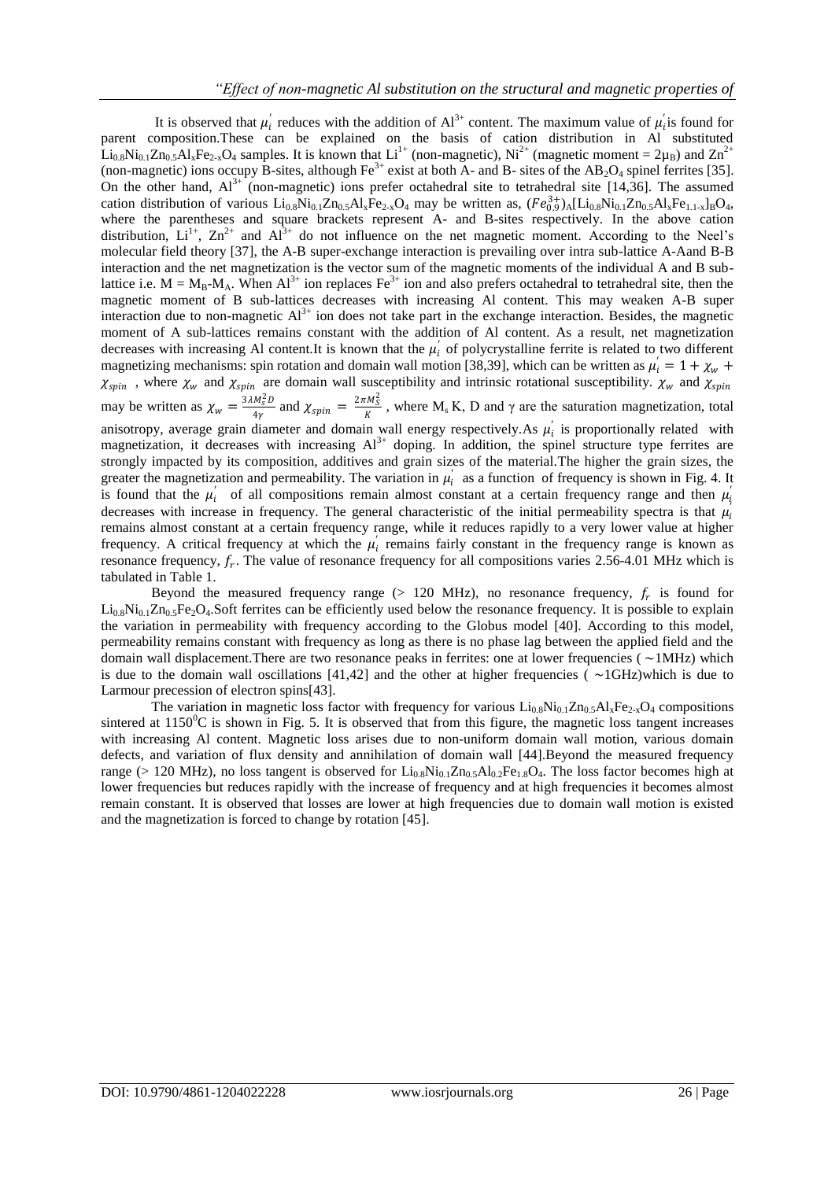It is observed that $\mu_i^{'}$ reduces with the addition of $Al^{3+}$ content. The maximum value of $\mu_i^{'}$is found for parent composition.These can be explained on the basis of cation distribution in Al substituted $Li_{0.8}Ni_{0.1}Zn_{0.5}Al_xFe_{2-x}O_4$ samples. It is known that $Li^{1+}$ (non-magnetic), $Ni^{2+}$ (magnetic moment = $2\mu_B$) and $Zn^{2+}$ (non-magnetic) ions occupy B-sites, although $Fe^{3+}$ exist at both A- and B- sites of the $AB_2O_4$ spinel ferrites [35]. On the other hand, $Al^{3+}$ (non-magnetic) ions prefer octahedral site to tetrahedral site [14,36]. The assumed cation distribution of various $Li_{0.8}Ni_{0.1}Zn_{0.5}Al_xFe_{2-x}O_4$ may be written as, $(Fe_{0.9}^{3+})_A[Li_{0.8}Ni_{0.1}Zn_{0.5}Al_xFe_{1.1-x}]_BO_4$, where the parentheses and square brackets represent A- and B-sites respectively. In the above cation distribution, $Li^{1+}$, $Zn^{2+}$ and $Al^{3+}$ do not influence on the net magnetic moment. According to the Neel's molecular field theory [37], the A-B super-exchange interaction is prevailing over intra sub-lattice A-Aand B-B interaction and the net magnetization is the vector sum of the magnetic moments of the individual A and B sub-lattice i.e. $M = M_B - M_A$. When $Al^{3+}$ ion replaces $Fe^{3+}$ ion and also prefers octahedral to tetrahedral site, then the magnetic moment of B sub-lattices decreases with increasing Al content. This may weaken A-B super interaction due to non-magnetic $Al^{3+}$ ion does not take part in the exchange interaction. Besides, the magnetic moment of A sub-lattices remains constant with the addition of Al content. As a result, net magnetization decreases with increasing Al content.It is known that the $\mu_i^{'}$ of polycrystalline ferrite is related to two different magnetizing mechanisms: spin rotation and domain wall motion [38,39], which can be written as $\mu_i^{'} = 1 + \chi_w + \chi_{spin}$ , where $\chi_w$ and $\chi_{spin}$ are domain wall susceptibility and intrinsic rotational susceptibility. $\chi_w$ and $\chi_{spin}$ may be written as $\chi_w = \frac{3\lambda M_s^2 D}{4\gamma}$ and $\chi_{spin} = \frac{2\pi M_S^2}{K}$ , where $M_s$ K, D and γ are the saturation magnetization, total anisotropy, average grain diameter and domain wall energy respectively.As $\mu_i^{'}$ is proportionally related with magnetization, it decreases with increasing $Al^{3+}$ doping. In addition, the spinel structure type ferrites are strongly impacted by its composition, additives and grain sizes of the material.The higher the grain sizes, the greater the magnetization and permeability. The variation in $\mu_i^{'}$ as a function of frequency is shown in Fig. 4. It is found that the $\mu_i^{'}$ of all compositions remain almost constant at a certain frequency range and then $\mu_i^{'}$ decreases with increase in frequency. The general characteristic of the initial permeability spectra is that $\mu_i$ remains almost constant at a certain frequency range, while it reduces rapidly to a very lower value at higher frequency. A critical frequency at which the $\mu_i^{'}$ remains fairly constant in the frequency range is known as resonance frequency, $f_r$. The value of resonance frequency for all compositions varies 2.56-4.01 MHz which is tabulated in Table 1.

Beyond the measured frequency range (> 120 MHz), no resonance frequency, $f_r$ is found for $Li_{0.8}Ni_{0.1}Zn_{0.5}Fe_2O_4$.Soft ferrites can be efficiently used below the resonance frequency. It is possible to explain the variation in permeability with frequency according to the Globus model [40]. According to this model, permeability remains constant with frequency as long as there is no phase lag between the applied field and the domain wall displacement.There are two resonance peaks in ferrites: one at lower frequencies ( ∼1MHz) which is due to the domain wall oscillations [41,42] and the other at higher frequencies ( ∼1GHz)which is due to Larmour precession of electron spins[43].

The variation in magnetic loss factor with frequency for various $Li_{0.8}Ni_{0.1}Zn_{0.5}Al_xFe_{2-x}O_4$ compositions sintered at $1150^0$C is shown in Fig. 5. It is observed that from this figure, the magnetic loss tangent increases with increasing Al content. Magnetic loss arises due to non-uniform domain wall motion, various domain defects, and variation of flux density and annihilation of domain wall [44].Beyond the measured frequency range (> 120 MHz), no loss tangent is observed for $Li_{0.8}Ni_{0.1}Zn_{0.5}Al_{0.2}Fe_{1.8}O_4$. The loss factor becomes high at lower frequencies but reduces rapidly with the increase of frequency and at high frequencies it becomes almost remain constant. It is observed that losses are lower at high frequencies due to domain wall motion is existed and the magnetization is forced to change by rotation [45].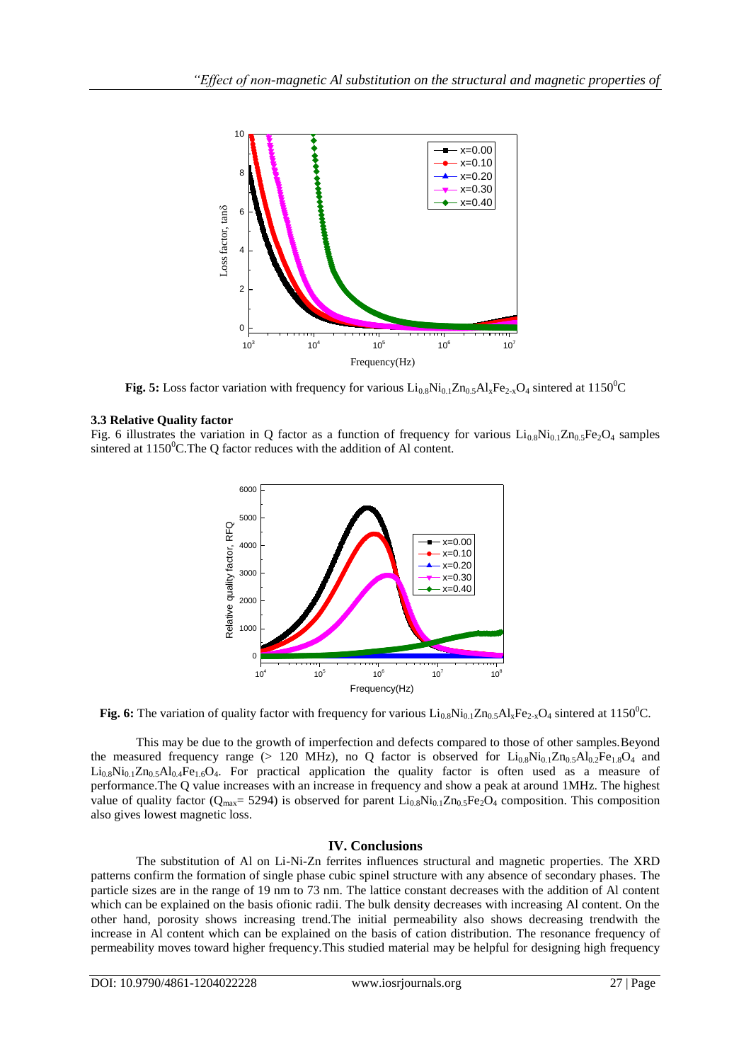**Fig. 5:** Loss factor variation with frequency for various $Li_{0.8}Ni_{0.1}Zn_{0.5}Al_xFe_{2-x}O_4$ sintered at $1150^0$C

### 3.3 Relative Quality factor

Fig. 6 illustrates the variation in Q factor as a function of frequency for various $Li_{0.8}Ni_{0.1}Zn_{0.5}Fe_2O_4$ samples sintered at $1150^0$C.The Q factor reduces with the addition of Al content.

**Fig. 6:** The variation of quality factor with frequency for various $Li_{0.8}Ni_{0.1}Zn_{0.5}Al_xFe_{2-x}O_4$ sintered at $1150^0$C.

This may be due to the growth of imperfection and defects compared to those of other samples.Beyond the measured frequency range (> 120 MHz), no Q factor is observed for $Li_{0.8}Ni_{0.1}Zn_{0.5}Al_{0.2}Fe_{1.8}O_4$ and $Li_{0.8}Ni_{0.1}Zn_{0.5}Al_{0.4}Fe_{1.6}O_4$. For practical application the quality factor is often used as a measure of performance.The Q value increases with an increase in frequency and show a peak at around 1MHz. The highest value of quality factor ($Q_{max}$= 5294) is observed for parent $Li_{0.8}Ni_{0.1}Zn_{0.5}Fe_2O_4$ composition. This composition also gives lowest magnetic loss.

## IV. Conclusions

The substitution of Al on Li-Ni-Zn ferrites influences structural and magnetic properties. The XRD patterns confirm the formation of single phase cubic spinel structure with any absence of secondary phases. The particle sizes are in the range of 19 nm to 73 nm. The lattice constant decreases with the addition of Al content which can be explained on the basis ofionic radii. The bulk density decreases with increasing Al content. On the other hand, porosity shows increasing trend.The initial permeability also shows decreasing trendwith the increase in Al content which can be explained on the basis of cation distribution. The resonance frequency of permeability moves toward higher frequency.This studied material may be helpful for designing high frequency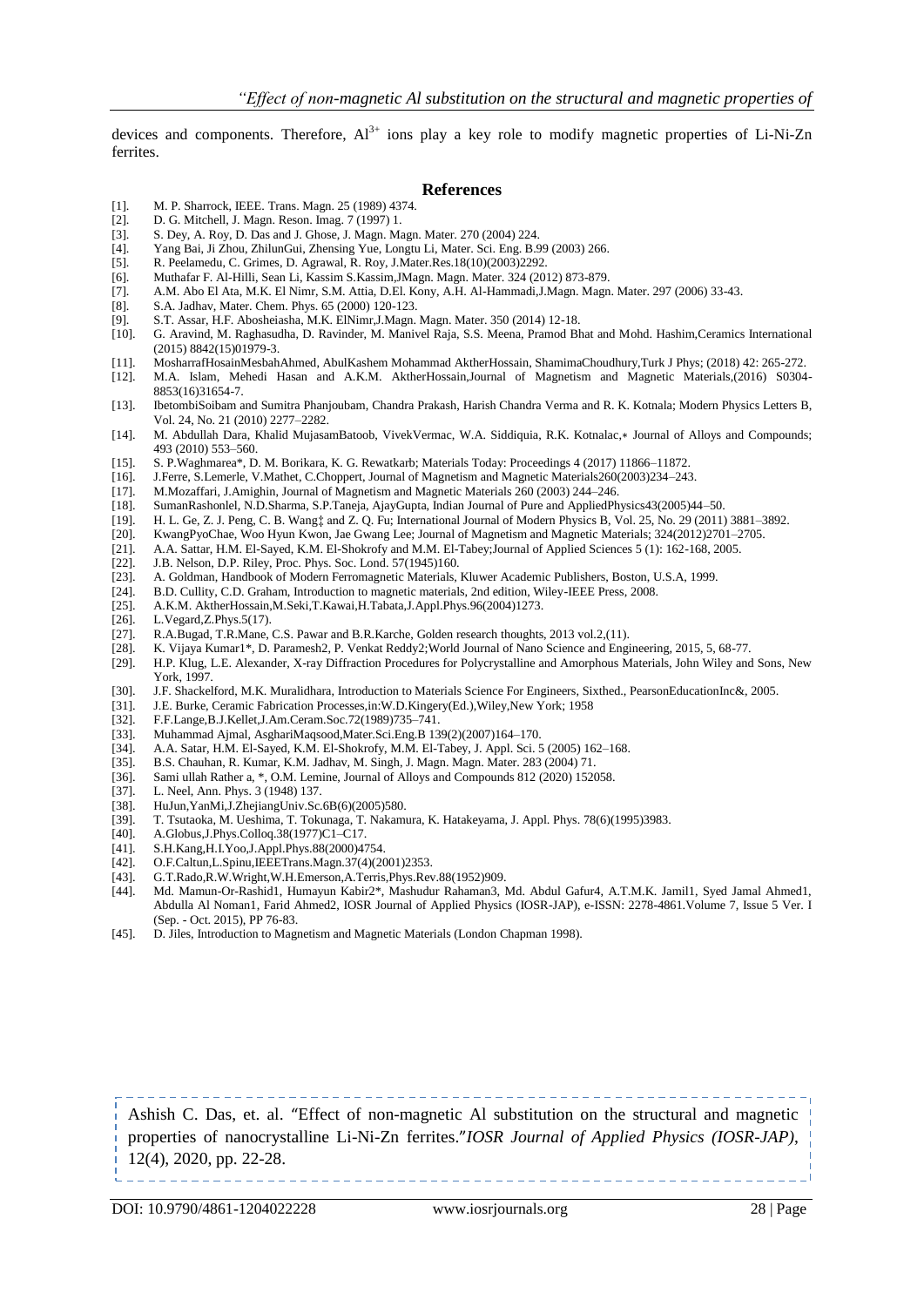devices and components. Therefore, $Al^{3+}$ ions play a key role to modify magnetic properties of Li-Ni-Zn ferrites.

## References

[1]. M. P. Sharrock, IEEE. Trans. Magn. 25 (1989) 4374.
[2]. D. G. Mitchell, J. Magn. Reson. Imag. 7 (1997) 1.
[3]. S. Dey, A. Roy, D. Das and J. Ghose, J. Magn. Magn. Mater. 270 (2004) 224.
[4]. Yang Bai, Ji Zhou, ZhilunGui, Zhensing Yue, Longtu Li, Mater. Sci. Eng. B.99 (2003) 266.
[5]. R. Peelamedu, C. Grimes, D. Agrawal, R. Roy, J.Mater.Res.18(10)(2003)2292.
[6]. Muthafar F. Al-Hilli, Sean Li, Kassim S.Kassim,JMagn. Magn. Mater. 324 (2012) 873-879.
[7]. A.M. Abo El Ata, M.K. El Nimr, S.M. Attia, D.El. Kony, A.H. Al-Hammadi,J.Magn. Magn. Mater. 297 (2006) 33-43.
[8]. S.A. Jadhav, Mater. Chem. Phys. 65 (2000) 120-123.
[9]. S.T. Assar, H.F. Abosheiasha, M.K. ElNimr,J.Magn. Magn. Mater. 350 (2014) 12-18.
[10]. G. Aravind, M. Raghasudha, D. Ravinder, M. Manivel Raja, S.S. Meena, Pramod Bhat and Mohd. Hashim,Ceramics International (2015) 8842(15)01979-3.
[11]. MosharrafHosainMesbahAhmed, AbulKashem Mohammad AktherHossain, ShamimaChoudhury,Turk J Phys; (2018) 42: 265-272.
[12]. M.A. Islam, Mehedi Hasan and A.K.M. AktherHossain,Journal of Magnetism and Magnetic Materials,(2016) S0304-8853(16)31654-7.
[13]. IbetombiSoibam and Sumitra Phanjoubam, Chandra Prakash, Harish Chandra Verma and R. K. Kotnala; Modern Physics Letters B, Vol. 24, No. 21 (2010) 2277–2282.
[14]. M. Abdullah Dara, Khalid MujasamBatoob, VivekVermac, W.A. Siddiquia, R.K. Kotnalac,⁎ Journal of Alloys and Compounds; 493 (2010) 553–560.
[15]. S. P.Waghmarea*, D. M. Borikara, K. G. Rewatkarb; Materials Today: Proceedings 4 (2017) 11866–11872.
[16]. J.Ferre, S.Lemerle, V.Mathet, C.Choppert, Journal of Magnetism and Magnetic Materials260(2003)234–243.
[17]. M.Mozaffari, J.Amighin, Journal of Magnetism and Magnetic Materials 260 (2003) 244–246.
[18]. SumanRashonlel, N.D.Sharma, S.P.Taneja, AjayGupta, Indian Journal of Pure and AppliedPhysics43(2005)44–50.
[19]. H. L. Ge, Z. J. Peng, C. B. Wang‡ and Z. Q. Fu; International Journal of Modern Physics B, Vol. 25, No. 29 (2011) 3881–3892.
[20]. KwangPyoChae, Woo Hyun Kwon, Jae Gwang Lee; Journal of Magnetism and Magnetic Materials; 324(2012)2701–2705.
[21]. A.A. Sattar, H.M. El-Sayed, K.M. El-Shokrofy and M.M. El-Tabey;Journal of Applied Sciences 5 (1): 162-168, 2005.
[22]. J.B. Nelson, D.P. Riley, Proc. Phys. Soc. Lond. 57(1945)160.
[23]. A. Goldman, Handbook of Modern Ferromagnetic Materials, Kluwer Academic Publishers, Boston, U.S.A, 1999.
[24]. B.D. Cullity, C.D. Graham, Introduction to magnetic materials, 2nd edition, Wiley-IEEE Press, 2008.
[25]. A.K.M. AktherHossain,M.Seki,T.Kawai,H.Tabata,J.Appl.Phys.96(2004)1273.
[26]. L.Vegard,Z.Phys.5(17).
[27]. R.A.Bugad, T.R.Mane, C.S. Pawar and B.R.Karche, Golden research thoughts, 2013 vol.2,(11).
[28]. K. Vijaya Kumar1*, D. Paramesh2, P. Venkat Reddy2;World Journal of Nano Science and Engineering, 2015, 5, 68-77.
[29]. H.P. Klug, L.E. Alexander, X-ray Diffraction Procedures for Polycrystalline and Amorphous Materials, John Wiley and Sons, New York, 1997.
[30]. J.F. Shackelford, M.K. Muralidhara, Introduction to Materials Science For Engineers, Sixthed., PearsonEducationInc&, 2005.
[31]. J.E. Burke, Ceramic Fabrication Processes,in:W.D.Kingery(Ed.),Wiley,New York; 1958
[32]. F.F.Lange,B.J.Kellet,J.Am.Ceram.Soc.72(1989)735–741.
[33]. Muhammad Ajmal, AsghariMaqsood,Mater.Sci.Eng.B 139(2)(2007)164–170.
[34]. A.A. Satar, H.M. El-Sayed, K.M. El-Shokrofy, M.M. El-Tabey, J. Appl. Sci. 5 (2005) 162–168.
[35]. B.S. Chauhan, R. Kumar, K.M. Jadhav, M. Singh, J. Magn. Magn. Mater. 283 (2004) 71.
[36]. Sami ullah Rather a, *, O.M. Lemine, Journal of Alloys and Compounds 812 (2020) 152058.
[37]. L. Neel, Ann. Phys. 3 (1948) 137.
[38]. HuJun,YanMi,J.ZhejiangUniv.Sc.6B(6)(2005)580.
[39]. T. Tsutaoka, M. Ueshima, T. Tokunaga, T. Nakamura, K. Hatakeyama, J. Appl. Phys. 78(6)(1995)3983.
[40]. A.Globus,J.Phys.Colloq.38(1977)C1–C17.
[41]. S.H.Kang,H.I.Yoo,J.Appl.Phys.88(2000)4754.
[42]. O.F.Caltun,L.Spinu,IEEETrans.Magn.37(4)(2001)2353.
[43]. G.T.Rado,R.W.Wright,W.H.Emerson,A.Terris,Phys.Rev.88(1952)909.
[44]. Md. Mamun-Or-Rashid1, Humayun Kabir2*, Mashudur Rahaman3, Md. Abdul Gafur4, A.T.M.K. Jamil1, Syed Jamal Ahmed1, Abdulla Al Noman1, Farid Ahmed2, IOSR Journal of Applied Physics (IOSR-JAP), e-ISSN: 2278-4861.Volume 7, Issue 5 Ver. I (Sep. - Oct. 2015), PP 76-83.
[45]. D. Jiles, Introduction to Magnetism and Magnetic Materials (London Chapman 1998).

Ashish C. Das, et. al. "Effect of non-magnetic Al substitution on the structural and magnetic properties of nanocrystalline Li-Ni-Zn ferrites."*IOSR Journal of Applied Physics (IOSR-JAP)*, 12(4), 2020, pp. 22-28.